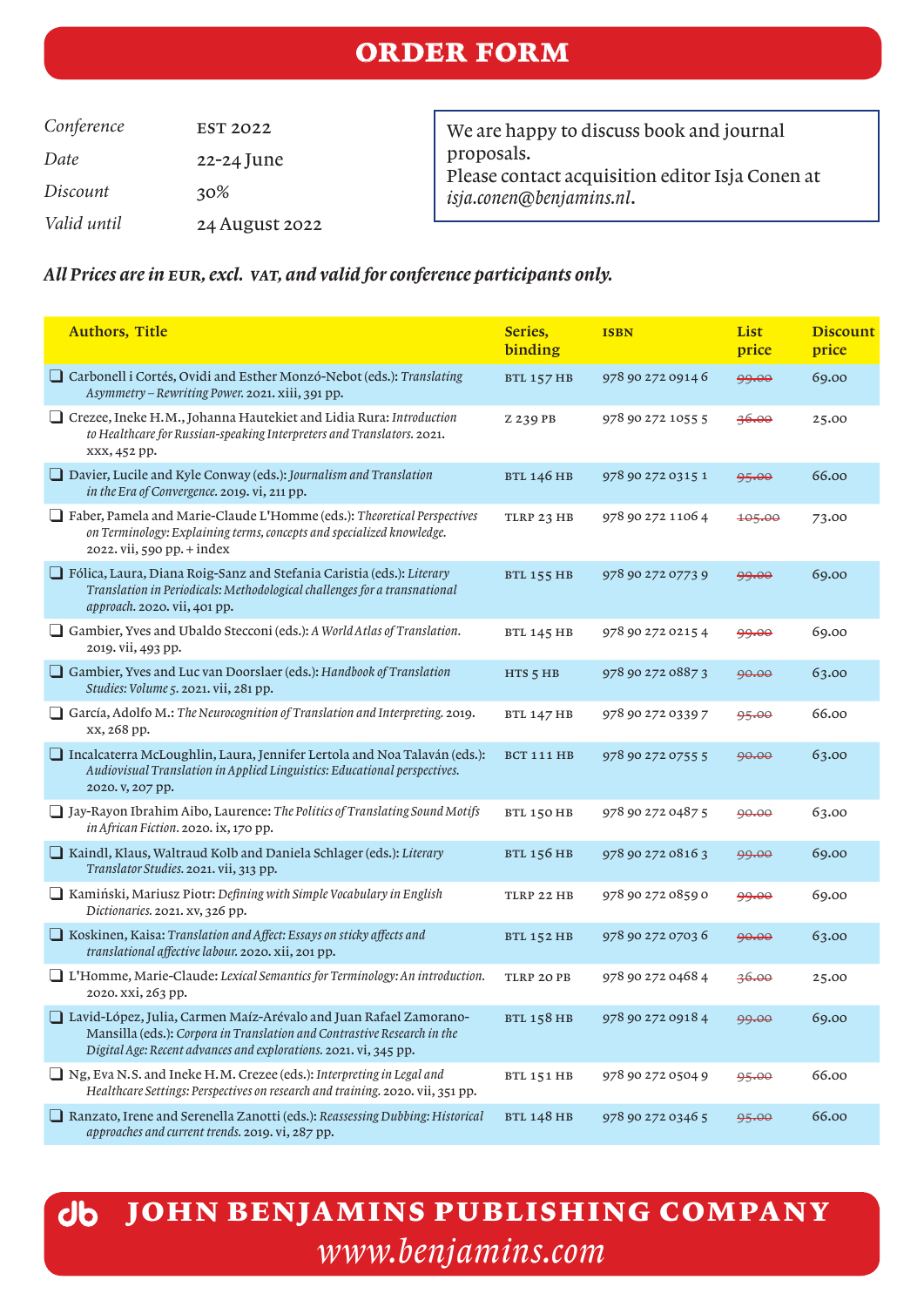# ORDER FORM

| | |
|---|---|
| *Conference* | EST 2022 |
| *Date* | 22-24 June |
| *Discount* | 30% |
| *Valid until* | 24 August 2022 |

We are happy to discuss book and journal proposals.
Please contact acquisition editor Isja Conen at *isja.conen@benjamins.nl*.

***All Prices are in EUR, excl. VAT, and valid for conference participants only.***

| Authors, Title | Series, binding | ISBN | List price | Discount price |
|---|---|---|---|---|
| ❑ Carbonell i Cortés, Ovidi and Esther Monzó-Nebot (eds.): *Translating Asymmetry – Rewriting Power*. 2021. xiii, 391 pp. | BTL 157 HB | 978 90 272 0914 6 | ~~99.00~~ | 69.00 |
| ❑ Crezee, Ineke H.M., Johanna Hautekiet and Lidia Rura: *Introduction to Healthcare for Russian-speaking Interpreters and Translators*. 2021. xxx, 452 pp. | Z 239 PB | 978 90 272 1055 5 | ~~36.00~~ | 25.00 |
| ❑ Davier, Lucile and Kyle Conway (eds.): *Journalism and Translation in the Era of Convergence*. 2019. vi, 211 pp. | BTL 146 HB | 978 90 272 0315 1 | ~~95.00~~ | 66.00 |
| ❑ Faber, Pamela and Marie-Claude L'Homme (eds.): *Theoretical Perspectives on Terminology: Explaining terms, concepts and specialized knowledge*. 2022. vii, 590 pp. + index | TLRP 23 HB | 978 90 272 1106 4 | ~~105.00~~ | 73.00 |
| ❑ Fólica, Laura, Diana Roig-Sanz and Stefania Caristia (eds.): *Literary Translation in Periodicals: Methodological challenges for a transnational approach*. 2020. vii, 401 pp. | BTL 155 HB | 978 90 272 0773 9 | ~~99.00~~ | 69.00 |
| ❑ Gambier, Yves and Ubaldo Stecconi (eds.): *A World Atlas of Translation*. 2019. vii, 493 pp. | BTL 145 HB | 978 90 272 0215 4 | ~~99.00~~ | 69.00 |
| ❑ Gambier, Yves and Luc van Doorslaer (eds.): *Handbook of Translation Studies: Volume 5*. 2021. vii, 281 pp. | HTS 5 HB | 978 90 272 0887 3 | ~~90.00~~ | 63.00 |
| ❑ García, Adolfo M.: *The Neurocognition of Translation and Interpreting*. 2019. xx, 268 pp. | BTL 147 HB | 978 90 272 0339 7 | ~~95.00~~ | 66.00 |
| ❑ Incalcaterra McLoughlin, Laura, Jennifer Lertola and Noa Talaván (eds.): *Audiovisual Translation in Applied Linguistics: Educational perspectives*. 2020. v, 207 pp. | BCT 111 HB | 978 90 272 0755 5 | ~~90.00~~ | 63.00 |
| ❑ Jay-Rayon Ibrahim Aibo, Laurence: *The Politics of Translating Sound Motifs in African Fiction*. 2020. ix, 170 pp. | BTL 150 HB | 978 90 272 0487 5 | ~~90.00~~ | 63.00 |
| ❑ Kaindl, Klaus, Waltraud Kolb and Daniela Schlager (eds.): *Literary Translator Studies*. 2021. vii, 313 pp. | BTL 156 HB | 978 90 272 0816 3 | ~~99.00~~ | 69.00 |
| ❑ Kamiński, Mariusz Piotr: *Defining with Simple Vocabulary in English Dictionaries*. 2021. xv, 326 pp. | TLRP 22 HB | 978 90 272 0859 0 | ~~99.00~~ | 69.00 |
| ❑ Koskinen, Kaisa: *Translation and Affect: Essays on sticky affects and translational affective labour*. 2020. xii, 201 pp. | BTL 152 HB | 978 90 272 0703 6 | ~~90.00~~ | 63.00 |
| ❑ L'Homme, Marie-Claude: *Lexical Semantics for Terminology: An introduction*. 2020. xxi, 263 pp. | TLRP 20 PB | 978 90 272 0468 4 | ~~36.00~~ | 25.00 |
| ❑ Lavid-López, Julia, Carmen Maíz-Arévalo and Juan Rafael Zamorano-Mansilla (eds.): *Corpora in Translation and Contrastive Research in the Digital Age: Recent advances and explorations*. 2021. vi, 345 pp. | BTL 158 HB | 978 90 272 0918 4 | ~~99.00~~ | 69.00 |
| ❑ Ng, Eva N.S. and Ineke H.M. Crezee (eds.): *Interpreting in Legal and Healthcare Settings: Perspectives on research and training*. 2020. vii, 351 pp. | BTL 151 HB | 978 90 272 0504 9 | ~~95.00~~ | 66.00 |
| ❑ Ranzato, Irene and Serenella Zanotti (eds.): *Reassessing Dubbing: Historical approaches and current trends*. 2019. vi, 287 pp. | BTL 148 HB | 978 90 272 0346 5 | ~~95.00~~ | 66.00 |

**JOHN BENJAMINS PUBLISHING COMPANY**

*www.benjamins.com*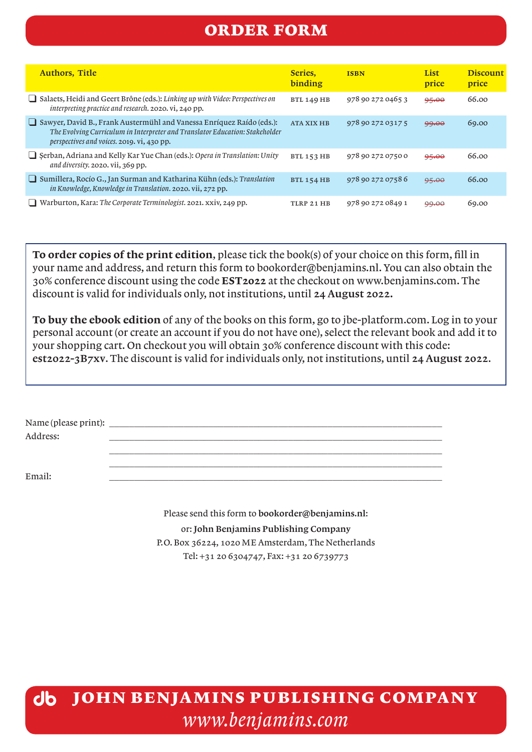# ORDER FORM

| Authors, Title | Series, binding | ISBN | List price | Discount price |
|---|---|---|---|---|
| ❑ Salaets, Heidi and Geert Brône (eds.): *Linking up with Video: Perspectives on interpreting practice and research.* 2020. vi, 240 pp. | BTL 149 HB | 978 90 272 0465 3 | ~~95.00~~ | 66.00 |
| ❑ Sawyer, David B., Frank Austermühl and Vanessa Enríquez Raído (eds.): *The Evolving Curriculum in Interpreter and Translator Education: Stakeholder perspectives and voices.* 2019. vi, 430 pp. | ATA XIX HB | 978 90 272 0317 5 | ~~99.00~~ | 69.00 |
| ❑ Şerban, Adriana and Kelly Kar Yue Chan (eds.): *Opera in Translation: Unity and diversity.* 2020. vii, 369 pp. | BTL 153 HB | 978 90 272 0750 0 | ~~95.00~~ | 66.00 |
| ❑ Sumillera, Rocío G., Jan Surman and Katharina Kühn (eds.): *Translation in Knowledge, Knowledge in Translation.* 2020. vii, 272 pp. | BTL 154 HB | 978 90 272 0758 6 | ~~95.00~~ | 66.00 |
| ❑ Warburton, Kara: *The Corporate Terminologist.* 2021. xxiv, 249 pp. | TLRP 21 HB | 978 90 272 0849 1 | ~~99.00~~ | 69.00 |

**To order copies of the print edition**, please tick the book(s) of your choice on this form, fill in your name and address, and return this form to bookorder@benjamins.nl. You can also obtain the 30% conference discount using the code **EST2022** at the checkout on www.benjamins.com. The discount is valid for individuals only, not institutions, until **24 August 2022.**

**To buy the ebook edition** of any of the books on this form, go to jbe-platform.com. Log in to your personal account (or create an account if you do not have one), select the relevant book and add it to your shopping cart. On checkout you will obtain 30% conference discount with this code: **est2022-3B7xv**. The discount is valid for individuals only, not institutions, until **24 August 2022.**

Name (please print): ___________________________________________

Address: ___________________________________________

___________________________________________

___________________________________________

Email: ___________________________________________

Please send this form to **bookorder@benjamins.nl:**
or: **John Benjamins Publishing Company**
P.O. Box 36224, 1020 ME Amsterdam, The Netherlands
Tel: +31 20 6304747, Fax: +31 20 6739773

**JOHN BENJAMINS PUBLISHING COMPANY**
*www.benjamins.com*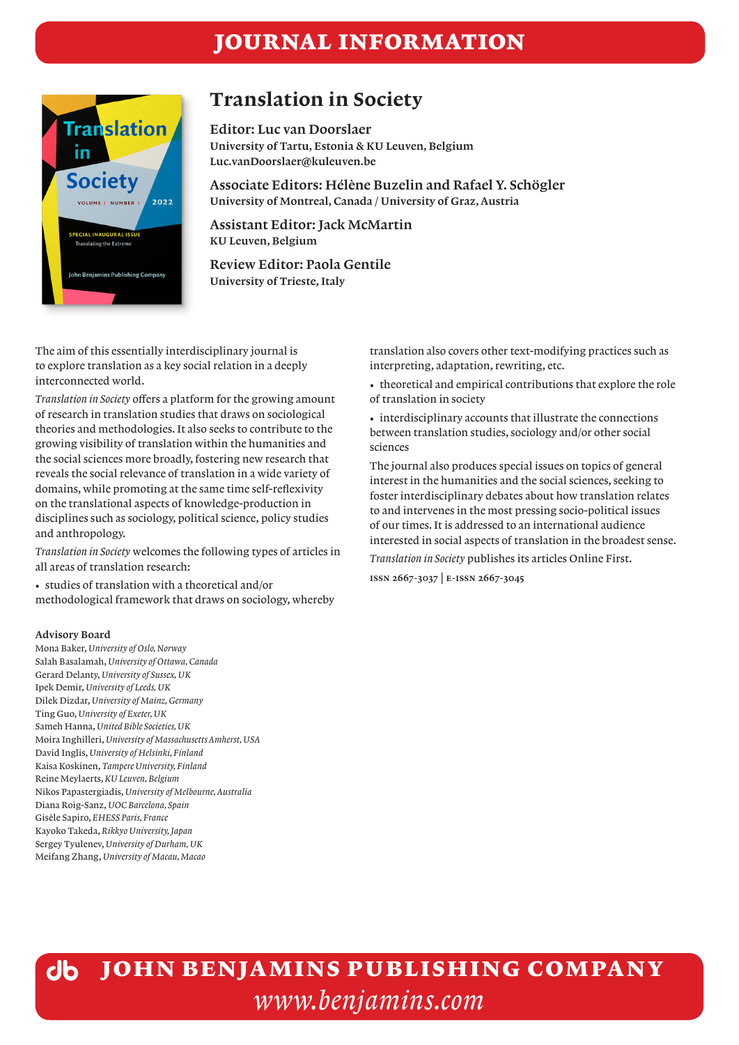# JOURNAL INFORMATION

## Translation in Society

**Editor: Luc van Doorslaer**
University of Tartu, Estonia & KU Leuven, Belgium
Luc.vanDoorslaer@kuleuven.be

**Associate Editors: Hélène Buzelin and Rafael Y. Schögler**
University of Montreal, Canada / University of Graz, Austria

**Assistant Editor: Jack McMartin**
KU Leuven, Belgium

**Review Editor: Paola Gentile**
University of Trieste, Italy

The aim of this essentially interdisciplinary journal is to explore translation as a key social relation in a deeply interconnected world.

*Translation in Society* offers a platform for the growing amount of research in translation studies that draws on sociological theories and methodologies. It also seeks to contribute to the growing visibility of translation within the humanities and the social sciences more broadly, fostering new research that reveals the social relevance of translation in a wide variety of domains, while promoting at the same time self-reflexivity on the translational aspects of knowledge-production in disciplines such as sociology, political science, policy studies and anthropology.

*Translation in Society* welcomes the following types of articles in all areas of translation research:

- studies of translation with a theoretical and/or methodological framework that draws on sociology, whereby translation also covers other text-modifying practices such as interpreting, adaptation, rewriting, etc.
- theoretical and empirical contributions that explore the role of translation in society
- interdisciplinary accounts that illustrate the connections between translation studies, sociology and/or other social sciences

The journal also produces special issues on topics of general interest in the humanities and the social sciences, seeking to foster interdisciplinary debates about how translation relates to and intervenes in the most pressing socio-political issues of our times. It is addressed to an international audience interested in social aspects of translation in the broadest sense.

*Translation in Society* publishes its articles Online First.

ISSN 2667-3037 | E-ISSN 2667-3045

**Advisory Board**

Mona Baker, *University of Oslo, Norway*
Salah Basalamah, *University of Ottawa, Canada*
Gerard Delanty, *University of Sussex, UK*
Ipek Demir, *University of Leeds, UK*
Dilek Dizdar, *University of Mainz, Germany*
Ting Guo, *University of Exeter, UK*
Sameh Hanna, *United Bible Societies, UK*
Moira Inghilleri, *University of Massachusetts Amherst, USA*
David Inglis, *University of Helsinki, Finland*
Kaisa Koskinen, *Tampere University, Finland*
Reine Meylaerts, *KU Leuven, Belgium*
Nikos Papastergiadis, *University of Melbourne, Australia*
Diana Roig-Sanz, *UOC Barcelona, Spain*
Gisèle Sapiro, *EHESS Paris, France*
Kayoko Takeda, *Rikkyo University, Japan*
Sergey Tyulenev, *University of Durham, UK*
Meifang Zhang, *University of Macau, Macao*

**JOHN BENJAMINS PUBLISHING COMPANY**
*www.benjamins.com*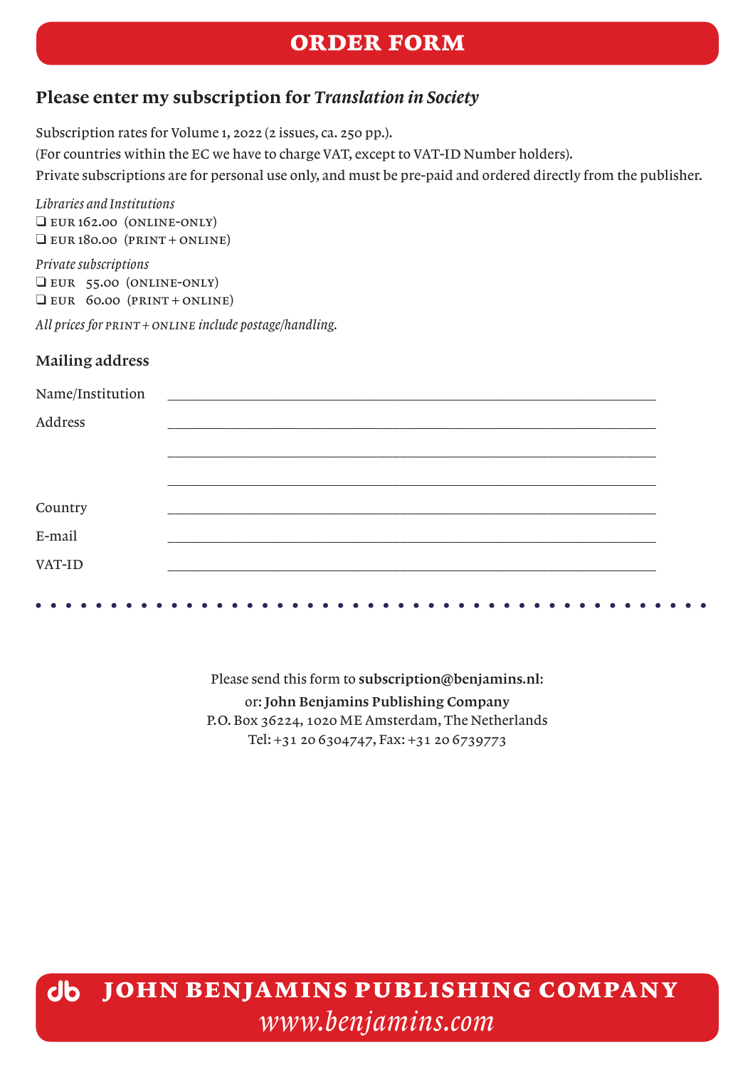# ORDER FORM

## Please enter my subscription for *Translation in Society*

Subscription rates for Volume 1, 2022 (2 issues, ca. 250 pp.).
(For countries within the EC we have to charge VAT, except to VAT-ID Number holders).
Private subscriptions are for personal use only, and must be pre-paid and ordered directly from the publisher.

*Libraries and Institutions*
❑ EUR 162.00 (ONLINE-ONLY)
❑ EUR 180.00 (PRINT + ONLINE)

*Private subscriptions*
❑ EUR 55.00 (ONLINE-ONLY)
❑ EUR 60.00 (PRINT + ONLINE)

*All prices for PRINT + ONLINE include postage/handling.*

### Mailing address

Name/Institution ______________________________________________

Address ______________________________________________

______________________________________________

______________________________________________

Country ______________________________________________

E-mail ______________________________________________

VAT-ID ______________________________________________

Please send this form to **subscription@benjamins.nl**:
or: **John Benjamins Publishing Company**
P.O. Box 36224, 1020 ME Amsterdam, The Netherlands
Tel: +31 20 6304747, Fax: +31 20 6739773

**JOHN BENJAMINS PUBLISHING COMPANY**
*www.benjamins.com*